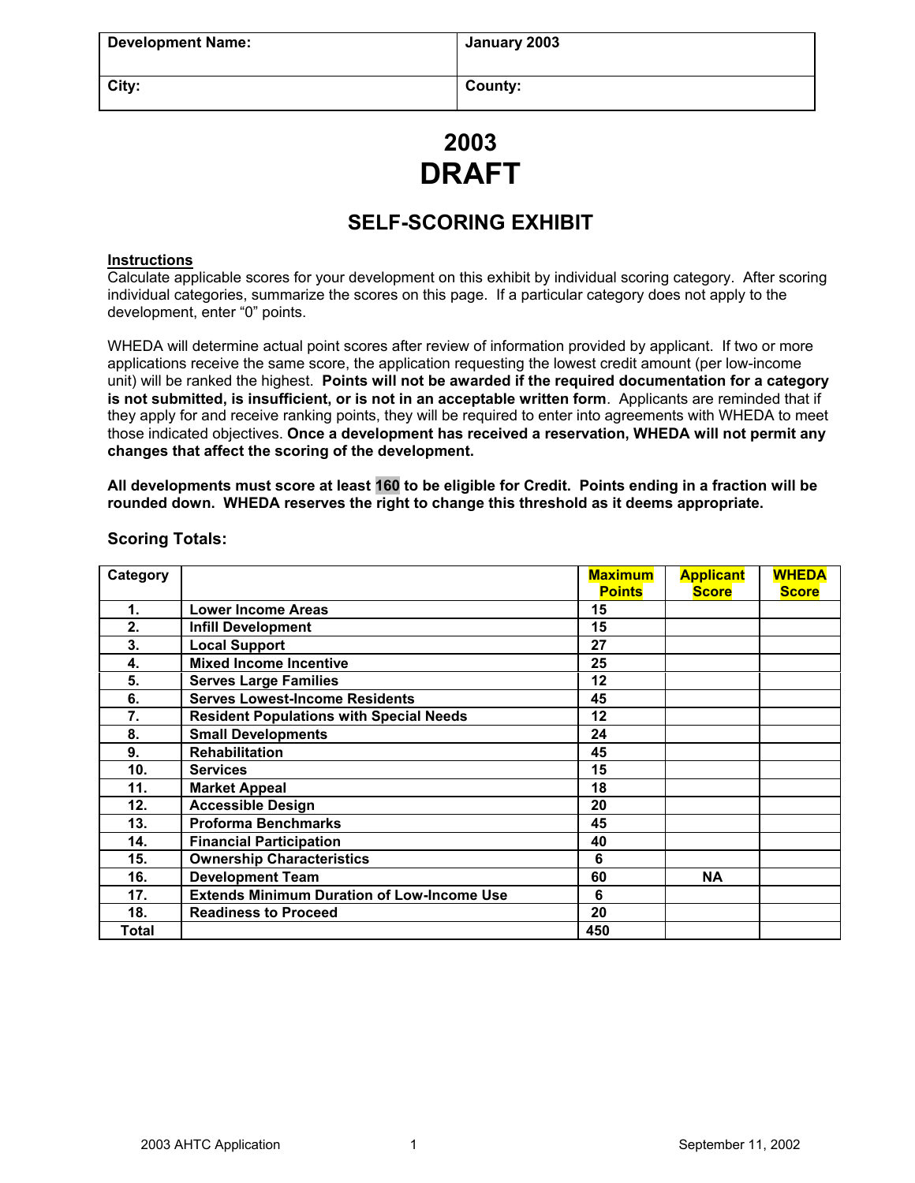| Development Name: | January 2003 |
|---|---|
| City: | County: |

# 2003
# DRAFT

## SELF-SCORING EXHIBIT

**Instructions**

Calculate applicable scores for your development on this exhibit by individual scoring category. After scoring individual categories, summarize the scores on this page. If a particular category does not apply to the development, enter "0" points.

WHEDA will determine actual point scores after review of information provided by applicant. If two or more applications receive the same score, the application requesting the lowest credit amount (per low-income unit) will be ranked the highest. **Points will not be awarded if the required documentation for a category is not submitted, is insufficient, or is not in an acceptable written form**. Applicants are reminded that if they apply for and receive ranking points, they will be required to enter into agreements with WHEDA to meet those indicated objectives. **Once a development has received a reservation, WHEDA will not permit any changes that affect the scoring of the development.**

**All developments must score at least 160 to be eligible for Credit. Points ending in a fraction will be rounded down. WHEDA reserves the right to change this threshold as it deems appropriate.**

### Scoring Totals:

| Category | | Maximum Points | Applicant Score | WHEDA Score |
|---|---|---|---|---|
| 1. | Lower Income Areas | 15 | | |
| 2. | Infill Development | 15 | | |
| 3. | Local Support | 27 | | |
| 4. | Mixed Income Incentive | 25 | | |
| 5. | Serves Large Families | 12 | | |
| 6. | Serves Lowest-Income Residents | 45 | | |
| 7. | Resident Populations with Special Needs | 12 | | |
| 8. | Small Developments | 24 | | |
| 9. | Rehabilitation | 45 | | |
| 10. | Services | 15 | | |
| 11. | Market Appeal | 18 | | |
| 12. | Accessible Design | 20 | | |
| 13. | Proforma Benchmarks | 45 | | |
| 14. | Financial Participation | 40 | | |
| 15. | Ownership Characteristics | 6 | | |
| 16. | Development Team | 60 | NA | |
| 17. | Extends Minimum Duration of Low-Income Use | 6 | | |
| 18. | Readiness to Proceed | 20 | | |
| Total | | 450 | | |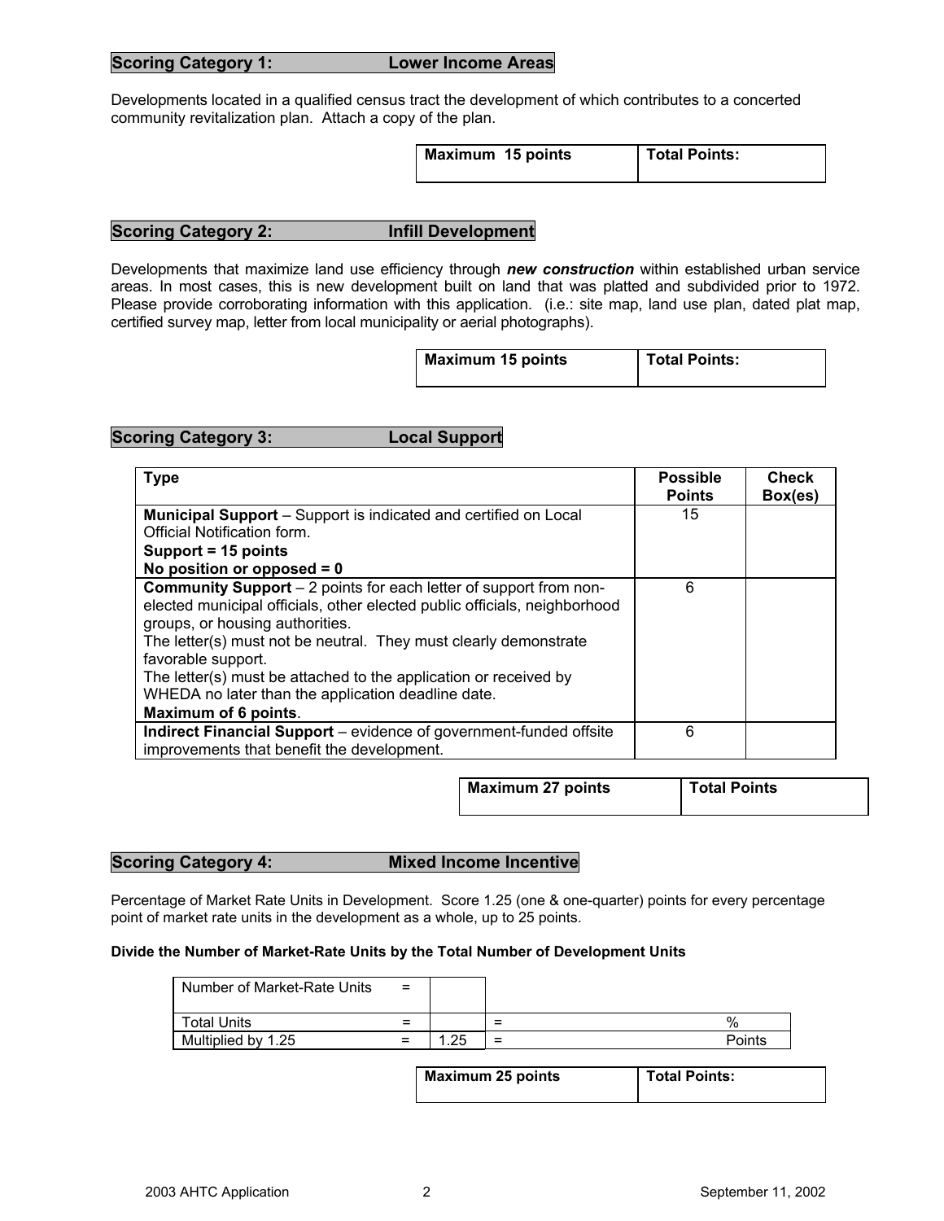## Scoring Category 1: Lower Income Areas

Developments located in a qualified census tract the development of which contributes to a concerted community revitalization plan. Attach a copy of the plan.

| Maximum 15 points | Total Points: |
|---|---|

## Scoring Category 2: Infill Development

Developments that maximize land use efficiency through ***new construction*** within established urban service areas. In most cases, this is new development built on land that was platted and subdivided prior to 1972. Please provide corroborating information with this application. (i.e.: site map, land use plan, dated plat map, certified survey map, letter from local municipality or aerial photographs).

| Maximum 15 points | Total Points: |
|---|---|

## Scoring Category 3: Local Support

| Type | Possible Points | Check Box(es) |
|---|---|---|
| **Municipal Support** – Support is indicated and certified on Local Official Notification form.<br>**Support = 15 points**<br>**No position or opposed = 0** | 15 | |
| **Community Support** – 2 points for each letter of support from non-elected municipal officials, other elected public officials, neighborhood groups, or housing authorities.<br>The letter(s) must not be neutral. They must clearly demonstrate favorable support.<br>The letter(s) must be attached to the application or received by WHEDA no later than the application deadline date.<br>**Maximum of 6 points**. | 6 | |
| **Indirect Financial Support** – evidence of government-funded offsite improvements that benefit the development. | 6 | |

| Maximum 27 points | Total Points |
|---|---|

## Scoring Category 4: Mixed Income Incentive

Percentage of Market Rate Units in Development. Score 1.25 (one & one-quarter) points for every percentage point of market rate units in the development as a whole, up to 25 points.

**Divide the Number of Market-Rate Units by the Total Number of Development Units**

| | | | | |
|---|---|---|---|---|
| Number of Market-Rate Units | = | | | |
| Total Units | = | | = | % |
| Multiplied by 1.25 | = | 1.25 | = | Points |

| Maximum 25 points | Total Points: |
|---|---|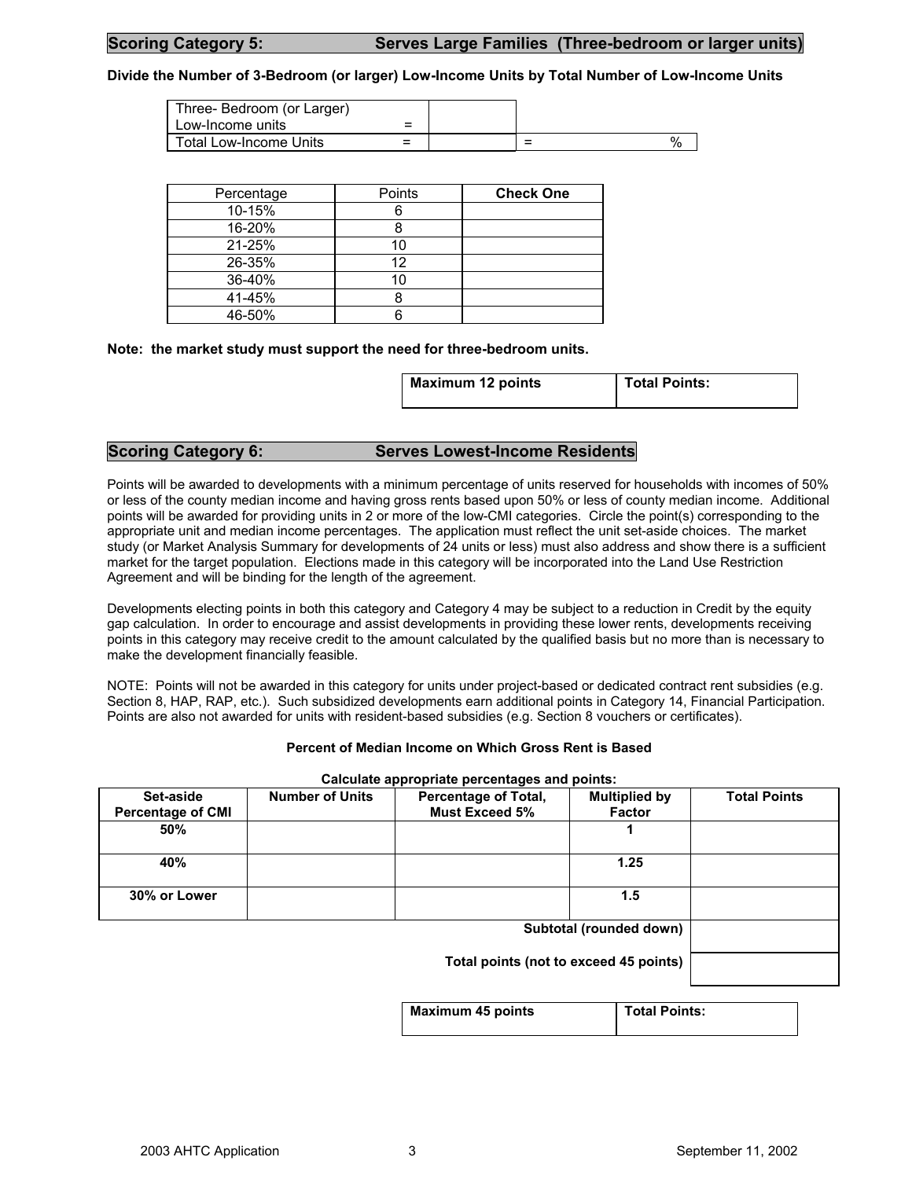## Scoring Category 5: Serves Large Families (Three-bedroom or larger units)

**Divide the Number of 3-Bedroom (or larger) Low-Income Units by Total Number of Low-Income Units**

| | | | |
|---|---|---|---|
| Three- Bedroom (or Larger) Low-Income units | = | | |
| Total Low-Income Units | = | | = % |

| Percentage | Points | Check One |
|---|---|---|
| 10-15% | 6 | |
| 16-20% | 8 | |
| 21-25% | 10 | |
| 26-35% | 12 | |
| 36-40% | 10 | |
| 41-45% | 8 | |
| 46-50% | 6 | |

**Note: the market study must support the need for three-bedroom units.**

| Maximum 12 points | Total Points: |
|---|---|

## Scoring Category 6: Serves Lowest-Income Residents

Points will be awarded to developments with a minimum percentage of units reserved for households with incomes of 50% or less of the county median income and having gross rents based upon 50% or less of county median income. Additional points will be awarded for providing units in 2 or more of the low-CMI categories. Circle the point(s) corresponding to the appropriate unit and median income percentages. The application must reflect the unit set-aside choices. The market study (or Market Analysis Summary for developments of 24 units or less) must also address and show there is a sufficient market for the target population. Elections made in this category will be incorporated into the Land Use Restriction Agreement and will be binding for the length of the agreement.

Developments electing points in both this category and Category 4 may be subject to a reduction in Credit by the equity gap calculation. In order to encourage and assist developments in providing these lower rents, developments receiving points in this category may receive credit to the amount calculated by the qualified basis but no more than is necessary to make the development financially feasible.

NOTE: Points will not be awarded in this category for units under project-based or dedicated contract rent subsidies (e.g. Section 8, HAP, RAP, etc.). Such subsidized developments earn additional points in Category 14, Financial Participation. Points are also not awarded for units with resident-based subsidies (e.g. Section 8 vouchers or certificates).

**Percent of Median Income on Which Gross Rent is Based**

**Calculate appropriate percentages and points:**

| Set-aside Percentage of CMI | Number of Units | Percentage of Total, Must Exceed 5% | Multiplied by Factor | Total Points |
|---|---|---|---|---|
| **50%** | | | **1** | |
| **40%** | | | **1.25** | |
| **30% or Lower** | | | **1.5** | |
| | | | **Subtotal (rounded down)** | |
| | | | **Total points (not to exceed 45 points)** | |

| Maximum 45 points | Total Points: |
|---|---|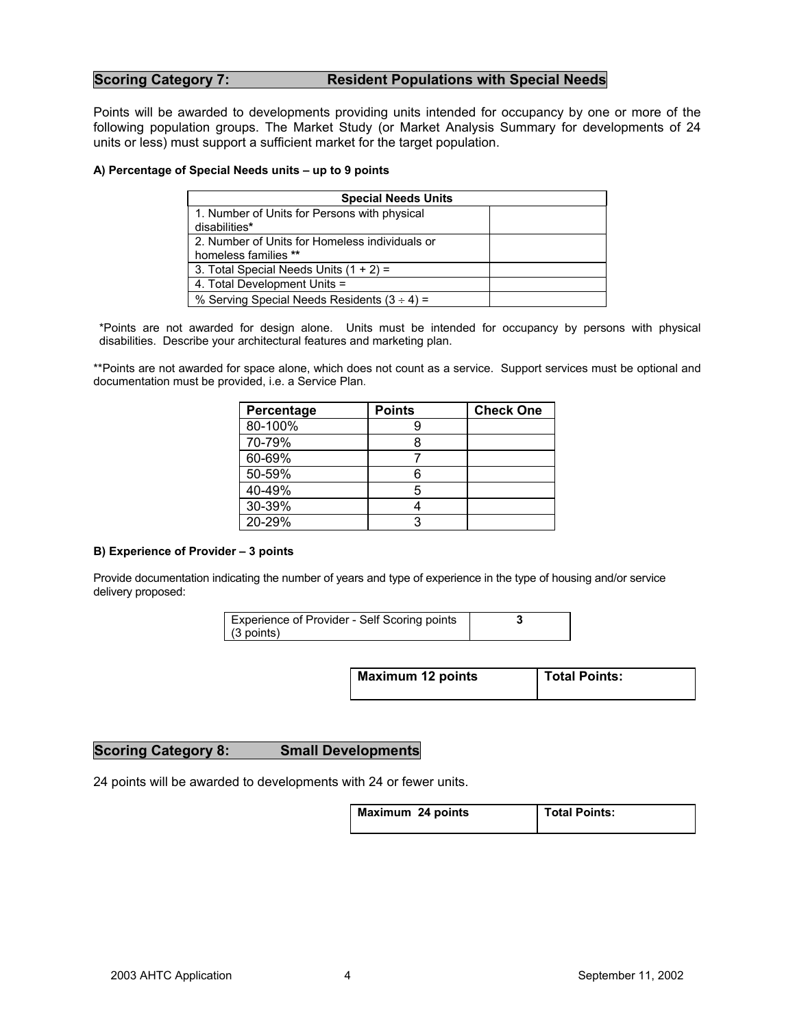## Scoring Category 7: Resident Populations with Special Needs

Points will be awarded to developments providing units intended for occupancy by one or more of the following population groups. The Market Study (or Market Analysis Summary for developments of 24 units or less) must support a sufficient market for the target population.

**A) Percentage of Special Needs units – up to 9 points**

| Special Needs Units | |
|---|---|
| 1. Number of Units for Persons with physical disabilities* | |
| 2. Number of Units for Homeless individuals or homeless families ** | |
| 3. Total Special Needs Units (1 + 2) = | |
| 4. Total Development Units = | |
| % Serving Special Needs Residents (3 ÷ 4) = | |

*Points are not awarded for design alone. Units must be intended for occupancy by persons with physical disabilities. Describe your architectural features and marketing plan.

**Points are not awarded for space alone, which does not count as a service. Support services must be optional and documentation must be provided, i.e. a Service Plan.

| Percentage | Points | Check One |
|---|---|---|
| 80-100% | 9 | |
| 70-79% | 8 | |
| 60-69% | 7 | |
| 50-59% | 6 | |
| 40-49% | 5 | |
| 30-39% | 4 | |
| 20-29% | 3 | |

**B) Experience of Provider – 3 points**

Provide documentation indicating the number of years and type of experience in the type of housing and/or service delivery proposed:

| Experience of Provider - Self Scoring points (3 points) | **3** |
|---|---|

| **Maximum 12 points** | **Total Points:** |
|---|---|

## Scoring Category 8: Small Developments

24 points will be awarded to developments with 24 or fewer units.

| **Maximum 24 points** | **Total Points:** |
|---|---|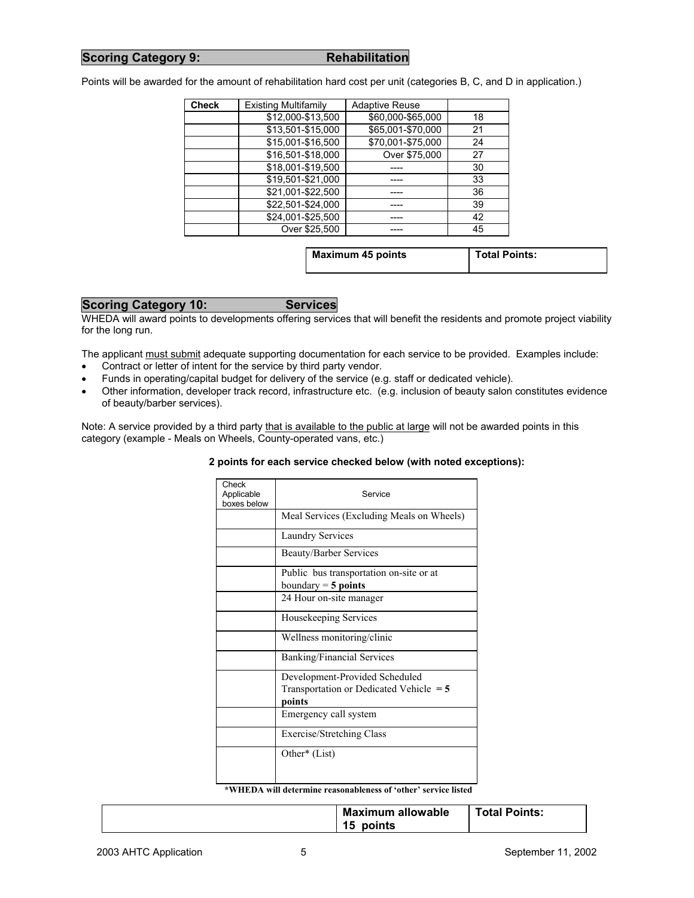## Scoring Category 9: Rehabilitation

Points will be awarded for the amount of rehabilitation hard cost per unit (categories B, C, and D in application.)

| Check | Existing Multifamily | Adaptive Reuse | |
|---|---|---|---|
| | \$12,000-\$13,500 | \$60,000-\$65,000 | 18 |
| | \$13,501-\$15,000 | \$65,001-\$70,000 | 21 |
| | \$15,001-\$16,500 | \$70,001-\$75,000 | 24 |
| | \$16,501-\$18,000 | Over \$75,000 | 27 |
| | \$18,001-\$19,500 | ---- | 30 |
| | \$19,501-\$21,000 | ---- | 33 |
| | \$21,001-\$22,500 | ---- | 36 |
| | \$22,501-\$24,000 | ---- | 39 |
| | \$24,001-\$25,500 | ---- | 42 |
| | Over \$25,500 | ---- | 45 |

| Maximum 45 points | Total Points: |
|---|---|

## Scoring Category 10: Services

WHEDA will award points to developments offering services that will benefit the residents and promote project viability for the long run.

The applicant must submit adequate supporting documentation for each service to be provided. Examples include:

- Contract or letter of intent for the service by third party vendor.
- Funds in operating/capital budget for delivery of the service (e.g. staff or dedicated vehicle).
- Other information, developer track record, infrastructure etc. (e.g. inclusion of beauty salon constitutes evidence of beauty/barber services).

Note: A service provided by a third party that is available to the public at large will not be awarded points in this category (example - Meals on Wheels, County-operated vans, etc.)

**2 points for each service checked below (with noted exceptions):**

| Check Applicable boxes below | Service |
|---|---|
| | Meal Services (Excluding Meals on Wheels) |
| | Laundry Services |
| | Beauty/Barber Services |
| | Public bus transportation on-site or at boundary = **5 points** |
| | 24 Hour on-site manager |
| | Housekeeping Services |
| | Wellness monitoring/clinic |
| | Banking/Financial Services |
| | Development-Provided Scheduled Transportation or Dedicated Vehicle = **5 points** |
| | Emergency call system |
| | Exercise/Stretching Class |
| | Other* (List) |

**\*WHEDA will determine reasonableness of 'other' service listed**

| | Maximum allowable 15 points | Total Points: |
|---|---|---|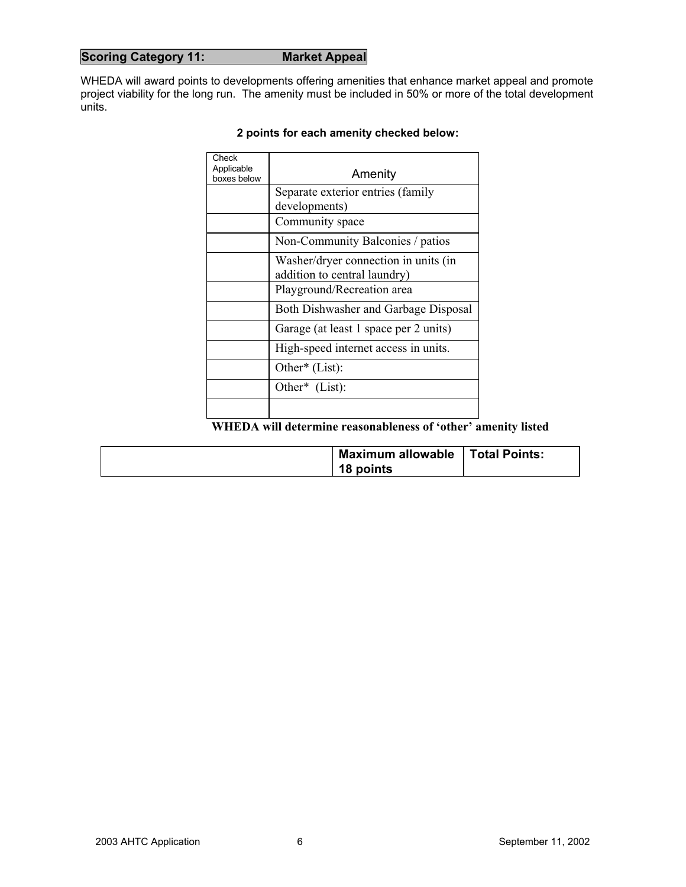## Scoring Category 11: Market Appeal

WHEDA will award points to developments offering amenities that enhance market appeal and promote project viability for the long run. The amenity must be included in 50% or more of the total development units.

**2 points for each amenity checked below:**

| Check Applicable boxes below | Amenity |
|---|---|
| | Separate exterior entries (family developments) |
| | Community space |
| | Non-Community Balconies / patios |
| | Washer/dryer connection in units (in addition to central laundry) |
| | Playground/Recreation area |
| | Both Dishwasher and Garbage Disposal |
| | Garage (at least 1 space per 2 units) |
| | High-speed internet access in units. |
| | Other* (List): |
| | Other* (List): |
| | |

**WHEDA will determine reasonableness of 'other' amenity listed**

| | Maximum allowable 18 points | Total Points: |
|---|---|---|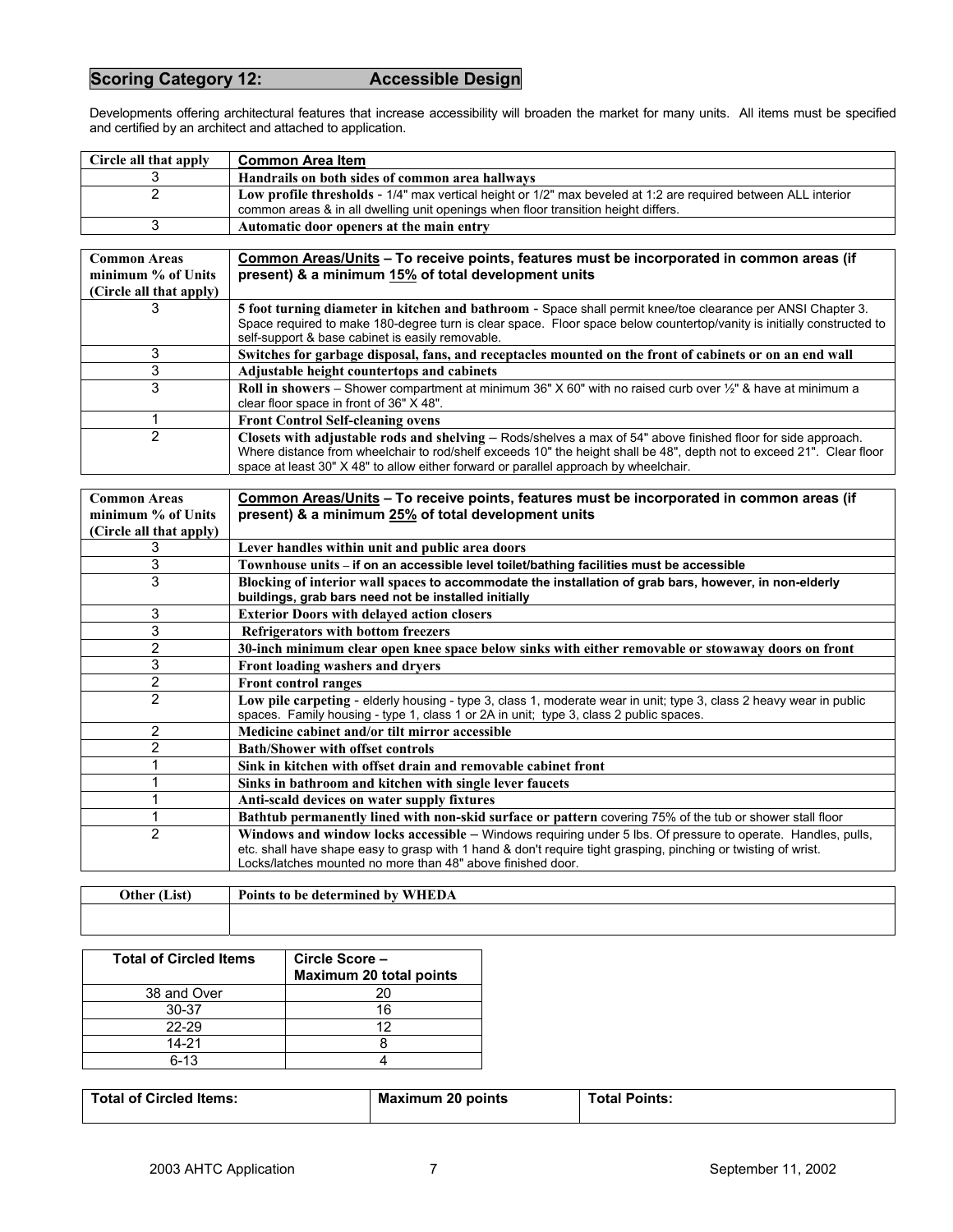## Scoring Category 12: Accessible Design

Developments offering architectural features that increase accessibility will broaden the market for many units. All items must be specified and certified by an architect and attached to application.

| Circle all that apply | Common Area Item |
|---|---|
| 3 | **Handrails on both sides of common area hallways** |
| 2 | **Low profile thresholds** - 1/4" max vertical height or 1/2" max beveled at 1:2 are required between ALL interior common areas & in all dwelling unit openings when floor transition height differs. |
| 3 | **Automatic door openers at the main entry** |

| Common Areas minimum % of Units (Circle all that apply) | Common Areas/Units – To receive points, features must be incorporated in common areas (if present) & a minimum 15% of total development units |
|---|---|
| 3 | **5 foot turning diameter in kitchen and bathroom** - Space shall permit knee/toe clearance per ANSI Chapter 3. Space required to make 180-degree turn is clear space. Floor space below countertop/vanity is initially constructed to self-support & base cabinet is easily removable. |
| 3 | **Switches for garbage disposal, fans, and receptacles mounted on the front of cabinets or on an end wall** |
| 3 | **Adjustable height countertops and cabinets** |
| 3 | **Roll in showers** – Shower compartment at minimum 36" X 60" with no raised curb over ½" & have at minimum a clear floor space in front of 36" X 48". |
| 1 | **Front Control Self-cleaning ovens** |
| 2 | **Closets with adjustable rods and shelving** – Rods/shelves a max of 54" above finished floor for side approach. Where distance from wheelchair to rod/shelf exceeds 10" the height shall be 48", depth not to exceed 21". Clear floor space at least 30" X 48" to allow either forward or parallel approach by wheelchair. |

| Common Areas minimum % of Units (Circle all that apply) | Common Areas/Units – To receive points, features must be incorporated in common areas (if present) & a minimum 25% of total development units |
|---|---|
| 3 | **Lever handles within unit and public area doors** |
| 3 | **Townhouse units – if on an accessible level toilet/bathing facilities must be accessible** |
| 3 | **Blocking of interior wall spaces to accommodate the installation of grab bars, however, in non-elderly buildings, grab bars need not be installed initially** |
| 3 | **Exterior Doors with delayed action closers** |
| 3 | **Refrigerators with bottom freezers** |
| 2 | **30-inch minimum clear open knee space below sinks with either removable or stowaway doors on front** |
| 3 | **Front loading washers and dryers** |
| 2 | **Front control ranges** |
| 2 | **Low pile carpeting** - elderly housing - type 3, class 1, moderate wear in unit; type 3, class 2 heavy wear in public spaces. Family housing - type 1, class 1 or 2A in unit; type 3, class 2 public spaces. |
| 2 | **Medicine cabinet and/or tilt mirror accessible** |
| 2 | **Bath/Shower with offset controls** |
| 1 | **Sink in kitchen with offset drain and removable cabinet front** |
| 1 | **Sinks in bathroom and kitchen with single lever faucets** |
| 1 | **Anti-scald devices on water supply fixtures** |
| 1 | **Bathtub permanently lined with non-skid surface or pattern** covering 75% of the tub or shower stall floor |
| 2 | **Windows and window locks accessible** – Windows requiring under 5 lbs. Of pressure to operate. Handles, pulls, etc. shall have shape easy to grasp with 1 hand & don't require tight grasping, pinching or twisting of wrist. Locks/latches mounted no more than 48" above finished door. |

| Other (List) | Points to be determined by WHEDA |
|---|---|
| | |

| Total of Circled Items | Circle Score – Maximum 20 total points |
|---|---|
| 38 and Over | 20 |
| 30-37 | 16 |
| 22-29 | 12 |
| 14-21 | 8 |
| 6-13 | 4 |

| Total of Circled Items: | Maximum 20 points | Total Points: |
|---|---|---|
| | | |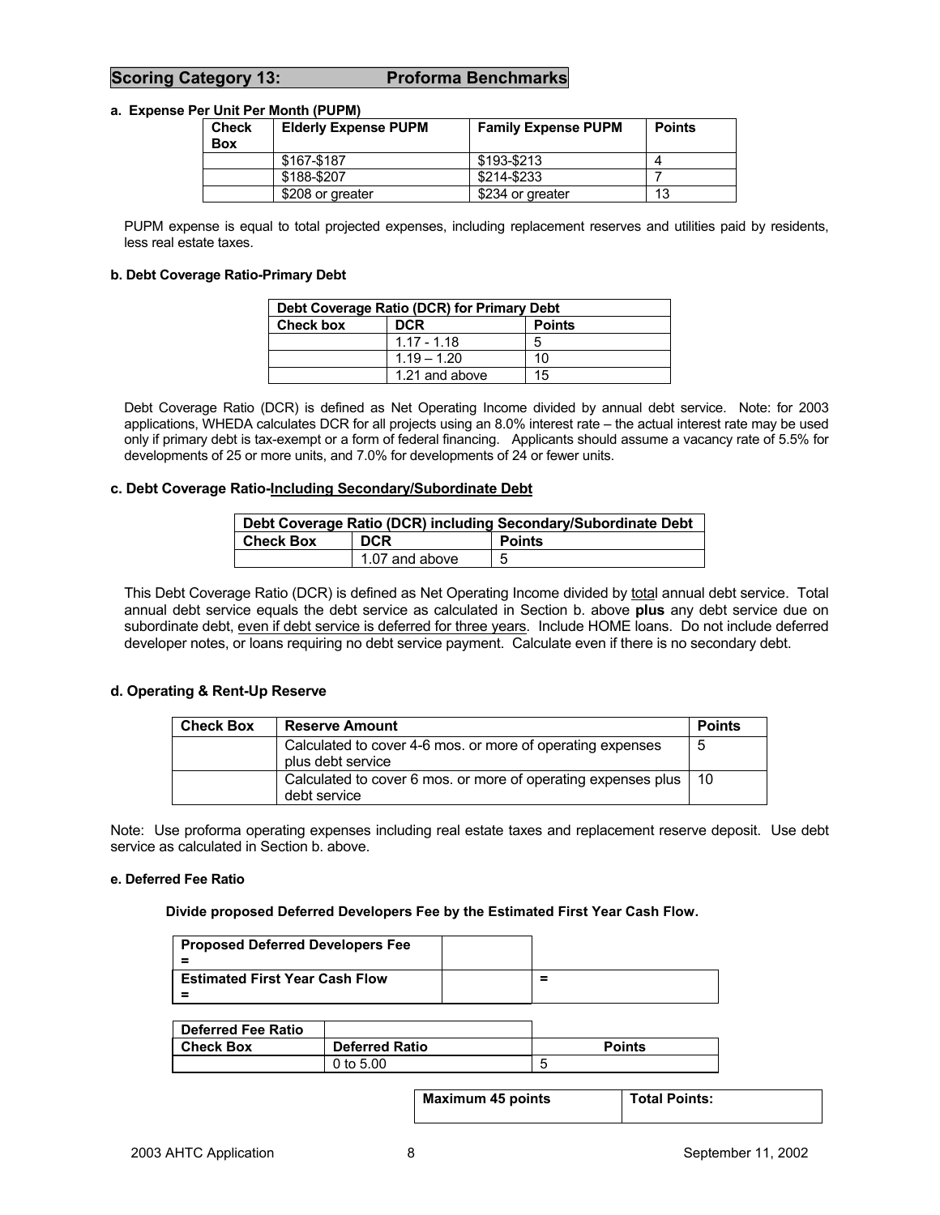## Scoring Category 13: Proforma Benchmarks

**a. Expense Per Unit Per Month (PUPM)**

| Check Box | Elderly Expense PUPM | Family Expense PUPM | Points |
|---|---|---|---|
| | $167-$187 | $193-$213 | 4 |
| | $188-$207 | $214-$233 | 7 |
| | $208 or greater | $234 or greater | 13 |

PUPM expense is equal to total projected expenses, including replacement reserves and utilities paid by residents, less real estate taxes.

**b. Debt Coverage Ratio-Primary Debt**

| Debt Coverage Ratio (DCR) for Primary Debt | | |
|---|---|---|
| **Check box** | **DCR** | **Points** |
| | 1.17 - 1.18 | 5 |
| | 1.19 – 1.20 | 10 |
| | 1.21 and above | 15 |

Debt Coverage Ratio (DCR) is defined as Net Operating Income divided by annual debt service. Note: for 2003 applications, WHEDA calculates DCR for all projects using an 8.0% interest rate – the actual interest rate may be used only if primary debt is tax-exempt or a form of federal financing. Applicants should assume a vacancy rate of 5.5% for developments of 25 or more units, and 7.0% for developments of 24 or fewer units.

**c. Debt Coverage Ratio-Including Secondary/Subordinate Debt**

| Debt Coverage Ratio (DCR) including Secondary/Subordinate Debt | | |
|---|---|---|
| **Check Box** | **DCR** | **Points** |
| | 1.07 and above | 5 |

This Debt Coverage Ratio (DCR) is defined as Net Operating Income divided by total annual debt service. Total annual debt service equals the debt service as calculated in Section b. above **plus** any debt service due on subordinate debt, even if debt service is deferred for three years. Include HOME loans. Do not include deferred developer notes, or loans requiring no debt service payment. Calculate even if there is no secondary debt.

**d. Operating & Rent-Up Reserve**

| Check Box | Reserve Amount | Points |
|---|---|---|
| | Calculated to cover 4-6 mos. or more of operating expenses plus debt service | 5 |
| | Calculated to cover 6 mos. or more of operating expenses plus debt service | 10 |

Note: Use proforma operating expenses including real estate taxes and replacement reserve deposit. Use debt service as calculated in Section b. above.

**e. Deferred Fee Ratio**

**Divide proposed Deferred Developers Fee by the Estimated First Year Cash Flow.**

| | | |
|---|---|---|
| **Proposed Deferred Developers Fee =** | | |
| **Estimated First Year Cash Flow =** | | = |

| Deferred Fee Ratio | | |
|---|---|---|
| **Check Box** | **Deferred Ratio** | **Points** |
| | 0 to 5.00 | 5 |

| Maximum 45 points | Total Points: |
|---|---|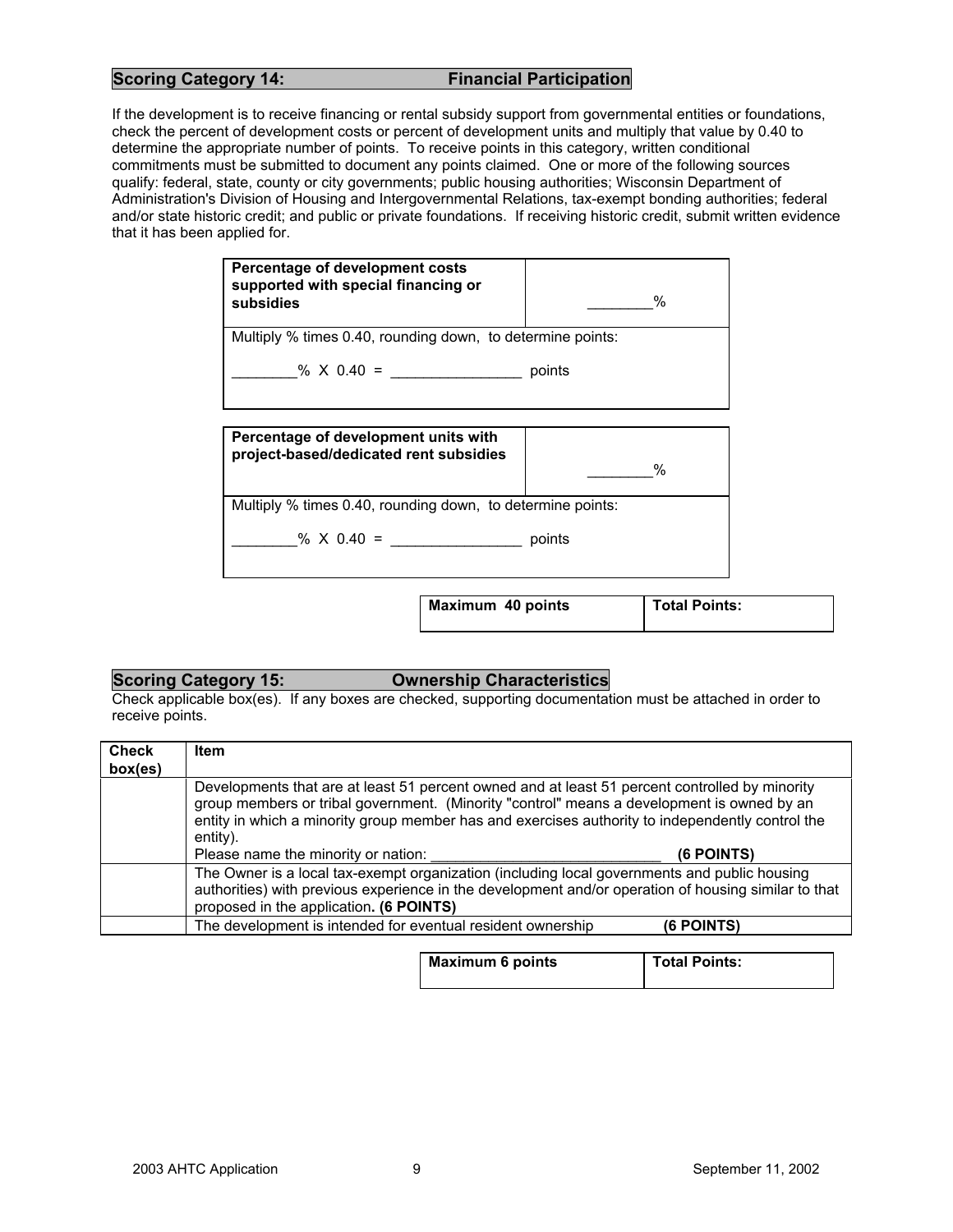## Scoring Category 14: Financial Participation

If the development is to receive financing or rental subsidy support from governmental entities or foundations, check the percent of development costs or percent of development units and multiply that value by 0.40 to determine the appropriate number of points. To receive points in this category, written conditional commitments must be submitted to document any points claimed. One or more of the following sources qualify: federal, state, county or city governments; public housing authorities; Wisconsin Department of Administration's Division of Housing and Intergovernmental Relations, tax-exempt bonding authorities; federal and/or state historic credit; and public or private foundations. If receiving historic credit, submit written evidence that it has been applied for.

| **Percentage of development costs supported with special financing or subsidies** | ________% |
|---|---|
| Multiply % times 0.40, rounding down, to determine points: ________% X 0.40 = ________________ points | |

| **Percentage of development units with project-based/dedicated rent subsidies** | ________% |
|---|---|
| Multiply % times 0.40, rounding down, to determine points: ________% X 0.40 = ________________ points | |

| **Maximum 40 points** | **Total Points:** |
|---|---|

## Scoring Category 15: Ownership Characteristics

Check applicable box(es). If any boxes are checked, supporting documentation must be attached in order to receive points.

| **Check box(es)** | **Item** |
|---|---|
| | Developments that are at least 51 percent owned and at least 51 percent controlled by minority group members or tribal government. (Minority "control" means a development is owned by an entity in which a minority group member has and exercises authority to independently control the entity). Please name the minority or nation: ____________________________ **(6 POINTS)** |
| | The Owner is a local tax-exempt organization (including local governments and public housing authorities) with previous experience in the development and/or operation of housing similar to that proposed in the application. **(6 POINTS)** |
| | The development is intended for eventual resident ownership **(6 POINTS)** |

| **Maximum 6 points** | **Total Points:** |
|---|---|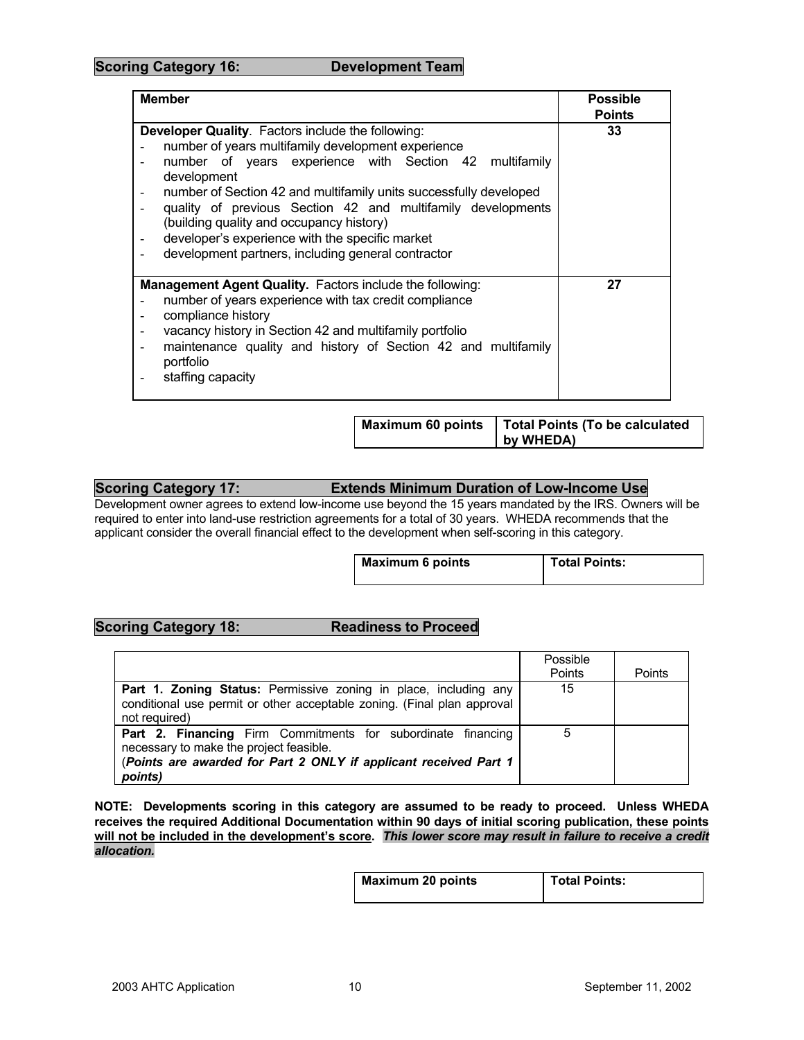## Scoring Category 16: Development Team

| Member | Possible Points |
|---|---|
| **Developer Quality**. Factors include the following:<br>- number of years multifamily development experience<br>- number of years experience with Section 42 multifamily development<br>- number of Section 42 and multifamily units successfully developed<br>- quality of previous Section 42 and multifamily developments (building quality and occupancy history)<br>- developer's experience with the specific market<br>- development partners, including general contractor | 33 |
| **Management Agent Quality.** Factors include the following:<br>- number of years experience with tax credit compliance<br>- compliance history<br>- vacancy history in Section 42 and multifamily portfolio<br>- maintenance quality and history of Section 42 and multifamily portfolio<br>- staffing capacity | 27 |

| Maximum 60 points | Total Points (To be calculated by WHEDA) |
|---|---|

## Scoring Category 17: Extends Minimum Duration of Low-Income Use

Development owner agrees to extend low-income use beyond the 15 years mandated by the IRS. Owners will be required to enter into land-use restriction agreements for a total of 30 years. WHEDA recommends that the applicant consider the overall financial effect to the development when self-scoring in this category.

| Maximum 6 points | Total Points: |
|---|---|

## Scoring Category 18: Readiness to Proceed

| | Possible Points | Points |
|---|---|---|
| **Part 1. Zoning Status:** Permissive zoning in place, including any conditional use permit or other acceptable zoning. (Final plan approval not required) | 15 | |
| **Part 2. Financing** Firm Commitments for subordinate financing necessary to make the project feasible.<br>(***Points are awarded for Part 2 ONLY if applicant received Part 1 points)*** | 5 | |

**NOTE: Developments scoring in this category are assumed to be ready to proceed. Unless WHEDA receives the required Additional Documentation within 90 days of initial scoring publication, these points will not be included in the development's score.** ***This lower score may result in failure to receive a credit allocation.***

| Maximum 20 points | Total Points: |
|---|---|